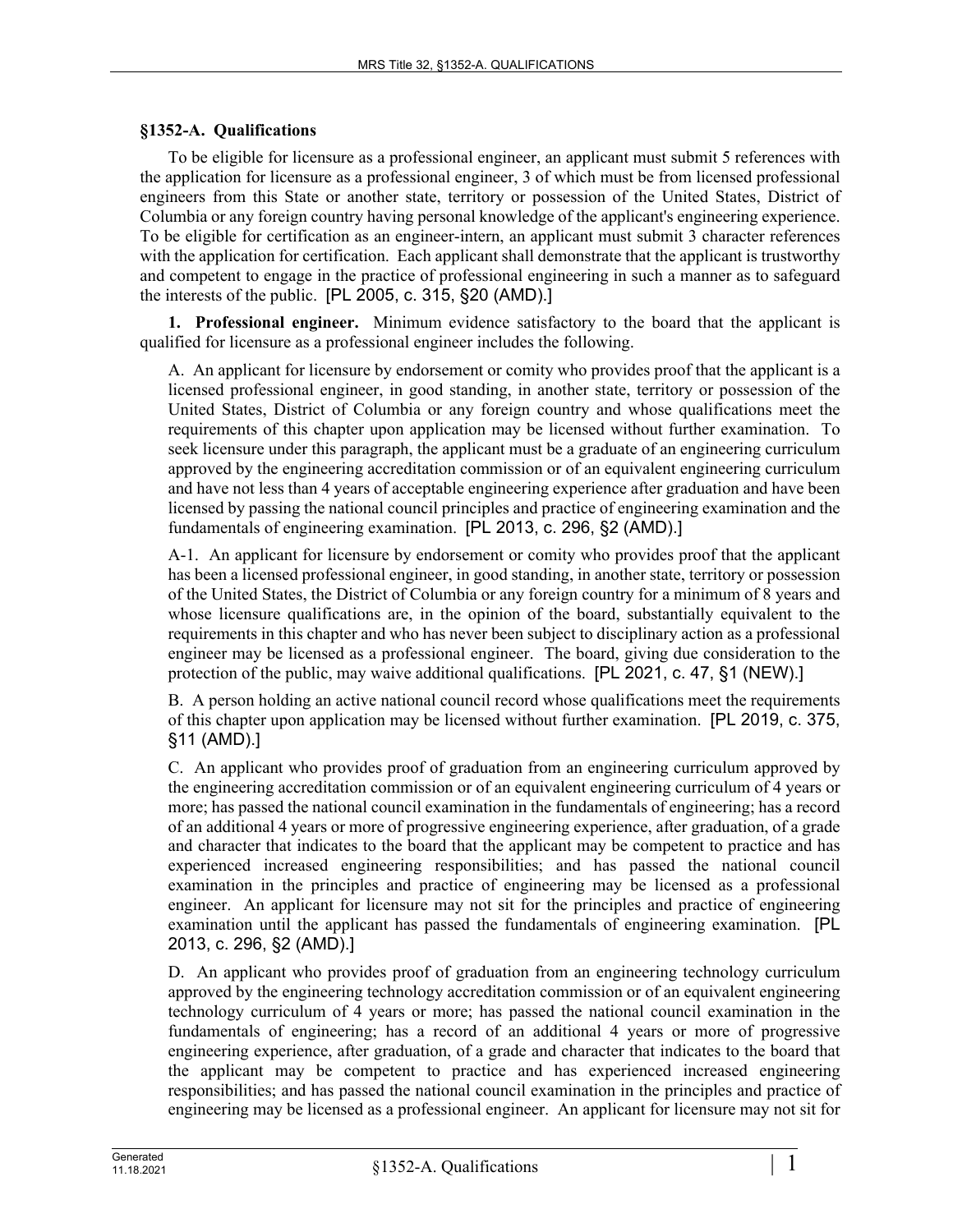# §1352-A. Qualifications

To be eligible for licensure as a professional engineer, an applicant must submit 5 references with the application for licensure as a professional engineer, 3 of which must be from licensed professional engineers from this State or another state, territory or possession of the United States, District of Columbia or any foreign country having personal knowledge of the applicant's engineering experience. To be eligible for certification as an engineer-intern, an applicant must submit 3 character references with the application for certification. Each applicant shall demonstrate that the applicant is trustworthy and competent to engage in the practice of professional engineering in such a manner as to safeguard the interests of the public. [PL 2005, c. 315, §20 (AMD).]

**1. Professional engineer.** Minimum evidence satisfactory to the board that the applicant is qualified for licensure as a professional engineer includes the following.

A. An applicant for licensure by endorsement or comity who provides proof that the applicant is a licensed professional engineer, in good standing, in another state, territory or possession of the United States, District of Columbia or any foreign country and whose qualifications meet the requirements of this chapter upon application may be licensed without further examination. To seek licensure under this paragraph, the applicant must be a graduate of an engineering curriculum approved by the engineering accreditation commission or of an equivalent engineering curriculum and have not less than 4 years of acceptable engineering experience after graduation and have been licensed by passing the national council principles and practice of engineering examination and the fundamentals of engineering examination. [PL 2013, c. 296, §2 (AMD).]

A-1. An applicant for licensure by endorsement or comity who provides proof that the applicant has been a licensed professional engineer, in good standing, in another state, territory or possession of the United States, the District of Columbia or any foreign country for a minimum of 8 years and whose licensure qualifications are, in the opinion of the board, substantially equivalent to the requirements in this chapter and who has never been subject to disciplinary action as a professional engineer may be licensed as a professional engineer. The board, giving due consideration to the protection of the public, may waive additional qualifications. [PL 2021, c. 47, §1 (NEW).]

B. A person holding an active national council record whose qualifications meet the requirements of this chapter upon application may be licensed without further examination. [PL 2019, c. 375, §11 (AMD).]

C. An applicant who provides proof of graduation from an engineering curriculum approved by the engineering accreditation commission or of an equivalent engineering curriculum of 4 years or more; has passed the national council examination in the fundamentals of engineering; has a record of an additional 4 years or more of progressive engineering experience, after graduation, of a grade and character that indicates to the board that the applicant may be competent to practice and has experienced increased engineering responsibilities; and has passed the national council examination in the principles and practice of engineering may be licensed as a professional engineer. An applicant for licensure may not sit for the principles and practice of engineering examination until the applicant has passed the fundamentals of engineering examination. [PL 2013, c. 296, §2 (AMD).]

D. An applicant who provides proof of graduation from an engineering technology curriculum approved by the engineering technology accreditation commission or of an equivalent engineering technology curriculum of 4 years or more; has passed the national council examination in the fundamentals of engineering; has a record of an additional 4 years or more of progressive engineering experience, after graduation, of a grade and character that indicates to the board that the applicant may be competent to practice and has experienced increased engineering responsibilities; and has passed the national council examination in the principles and practice of engineering may be licensed as a professional engineer. An applicant for licensure may not sit for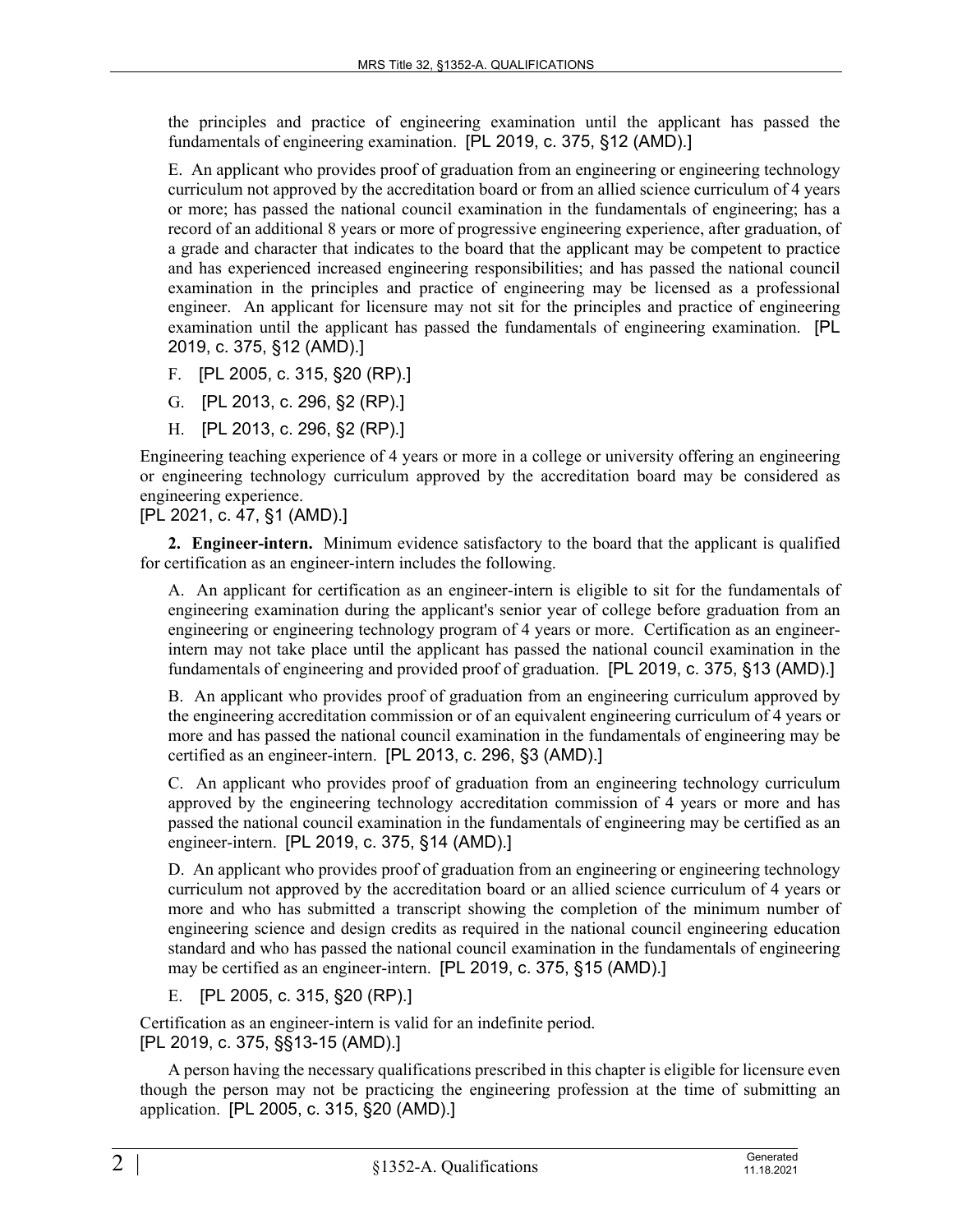the principles and practice of engineering examination until the applicant has passed the fundamentals of engineering examination. [PL 2019, c. 375, §12 (AMD).]

E. An applicant who provides proof of graduation from an engineering or engineering technology curriculum not approved by the accreditation board or from an allied science curriculum of 4 years or more; has passed the national council examination in the fundamentals of engineering; has a record of an additional 8 years or more of progressive engineering experience, after graduation, of a grade and character that indicates to the board that the applicant may be competent to practice and has experienced increased engineering responsibilities; and has passed the national council examination in the principles and practice of engineering may be licensed as a professional engineer. An applicant for licensure may not sit for the principles and practice of engineering examination until the applicant has passed the fundamentals of engineering examination. [PL 2019, c. 375, §12 (AMD).]

F. [PL 2005, c. 315, §20 (RP).]

G. [PL 2013, c. 296, §2 (RP).]

H. [PL 2013, c. 296, §2 (RP).]

Engineering teaching experience of 4 years or more in a college or university offering an engineering or engineering technology curriculum approved by the accreditation board may be considered as engineering experience.
[PL 2021, c. 47, §1 (AMD).]

**2. Engineer-intern.** Minimum evidence satisfactory to the board that the applicant is qualified for certification as an engineer-intern includes the following.

A. An applicant for certification as an engineer-intern is eligible to sit for the fundamentals of engineering examination during the applicant's senior year of college before graduation from an engineering or engineering technology program of 4 years or more. Certification as an engineer-intern may not take place until the applicant has passed the national council examination in the fundamentals of engineering and provided proof of graduation. [PL 2019, c. 375, §13 (AMD).]

B. An applicant who provides proof of graduation from an engineering curriculum approved by the engineering accreditation commission or of an equivalent engineering curriculum of 4 years or more and has passed the national council examination in the fundamentals of engineering may be certified as an engineer-intern. [PL 2013, c. 296, §3 (AMD).]

C. An applicant who provides proof of graduation from an engineering technology curriculum approved by the engineering technology accreditation commission of 4 years or more and has passed the national council examination in the fundamentals of engineering may be certified as an engineer-intern. [PL 2019, c. 375, §14 (AMD).]

D. An applicant who provides proof of graduation from an engineering or engineering technology curriculum not approved by the accreditation board or an allied science curriculum of 4 years or more and who has submitted a transcript showing the completion of the minimum number of engineering science and design credits as required in the national council engineering education standard and who has passed the national council examination in the fundamentals of engineering may be certified as an engineer-intern. [PL 2019, c. 375, §15 (AMD).]

E. [PL 2005, c. 315, §20 (RP).]

Certification as an engineer-intern is valid for an indefinite period.
[PL 2019, c. 375, §§13-15 (AMD).]

A person having the necessary qualifications prescribed in this chapter is eligible for licensure even though the person may not be practicing the engineering profession at the time of submitting an application. [PL 2005, c. 315, §20 (AMD).]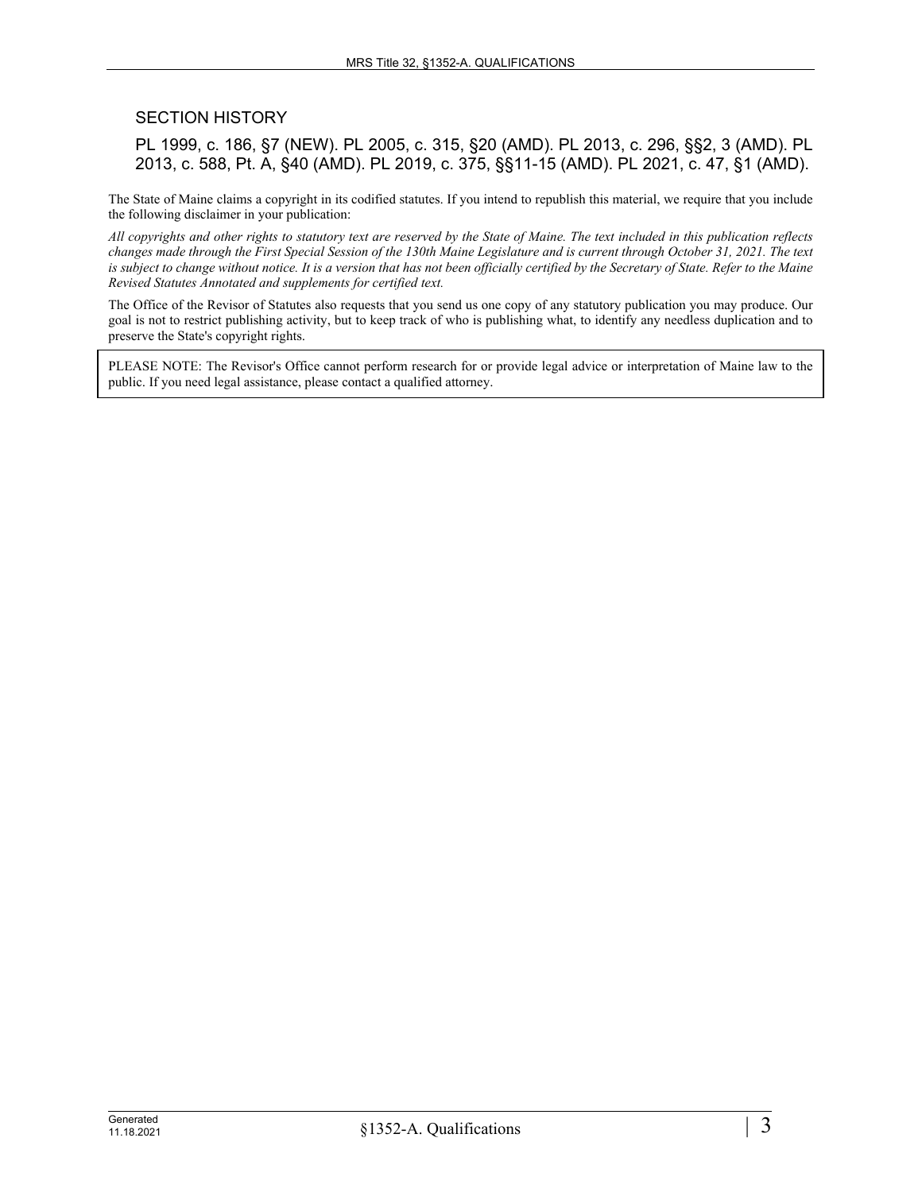## SECTION HISTORY

PL 1999, c. 186, §7 (NEW). PL 2005, c. 315, §20 (AMD). PL 2013, c. 296, §§2, 3 (AMD). PL 2013, c. 588, Pt. A, §40 (AMD). PL 2019, c. 375, §§11-15 (AMD). PL 2021, c. 47, §1 (AMD).

The State of Maine claims a copyright in its codified statutes. If you intend to republish this material, we require that you include the following disclaimer in your publication:

*All copyrights and other rights to statutory text are reserved by the State of Maine. The text included in this publication reflects changes made through the First Special Session of the 130th Maine Legislature and is current through October 31, 2021. The text is subject to change without notice. It is a version that has not been officially certified by the Secretary of State. Refer to the Maine Revised Statutes Annotated and supplements for certified text.*

The Office of the Revisor of Statutes also requests that you send us one copy of any statutory publication you may produce. Our goal is not to restrict publishing activity, but to keep track of who is publishing what, to identify any needless duplication and to preserve the State's copyright rights.

PLEASE NOTE: The Revisor's Office cannot perform research for or provide legal advice or interpretation of Maine law to the public. If you need legal assistance, please contact a qualified attorney.